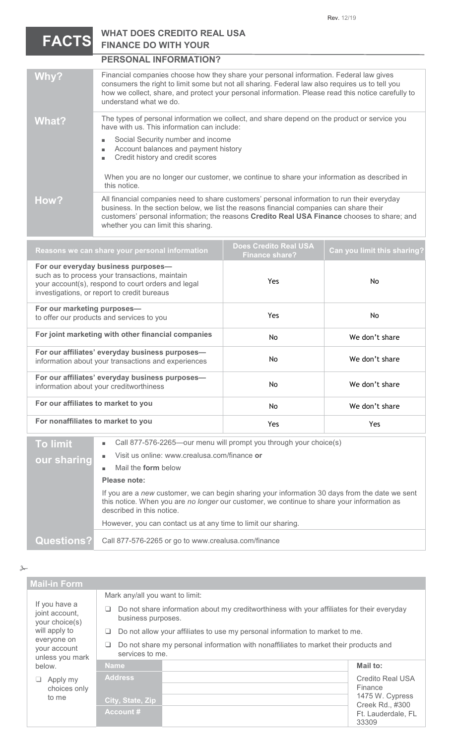Rev. 12/19

# FACTS — WHAT DOES CREDITO REAL USA FINANCE DO WITH YOUR PERSONAL INFORMATION?

| | |
|---|---|
| **Why?** | Financial companies choose how they share your personal information. Federal law gives consumers the right to limit some but not all sharing. Federal law also requires us to tell you how we collect, share, and protect your personal information. Please read this notice carefully to understand what we do. |
| **What?** | The types of personal information we collect, and share depend on the product or service you have with us. This information can include:<br>▪ Social Security number and income<br>▪ Account balances and payment history<br>▪ Credit history and credit scores<br><br>When you are no longer our customer, we continue to share your information as described in this notice. |
| **How?** | All financial companies need to share customers' personal information to run their everyday business. In the section below, we list the reasons financial companies can share their customers' personal information; the reasons **Credito Real USA Finance** chooses to share; and whether you can limit this sharing. |

| Reasons we can share your personal information | Does Credito Real USA Finance share? | Can you limit this sharing? |
|---|---|---|
| **For our everyday business purposes—** such as to process your transactions, maintain your account(s), respond to court orders and legal investigations, or report to credit bureaus | Yes | No |
| **For our marketing purposes—** to offer our products and services to you | Yes | No |
| **For joint marketing with other financial companies** | No | We don't share |
| **For our affiliates' everyday business purposes—** information about your transactions and experiences | No | We don't share |
| **For our affiliates' everyday business purposes—** information about your creditworthiness | No | We don't share |
| **For our affiliates to market to you** | No | We don't share |
| **For nonaffiliates to market to you** | Yes | Yes |

| | |
|---|---|
| **To limit our sharing** | ▪ Call 877-576-2265—our menu will prompt you through your choice(s)<br>▪ Visit us online: www.crealusa.com/finance **or**<br>▪ Mail the **form** below<br><br>**Please note:**<br><br>If you are a *new* customer, we can begin sharing your information 30 days from the date we sent this notice. When you are *no longer* our customer, we continue to share your information as described in this notice.<br><br>However, you can contact us at any time to limit our sharing. |
| **Questions?** | Call 877-576-2265 or go to www.crealusa.com/finance |

## Mail-in Form

If you have a joint account, your choice(s) will apply to everyone on your account unless you mark below.

❑ Apply my choices only to me

Mark any/all you want to limit:

❑ Do not share information about my creditworthiness with your affiliates for their everyday business purposes.

❑ Do not allow your affiliates to use my personal information to market to me.

❑ Do not share my personal information with nonaffiliates to market their products and services to me.

| | | |
|---|---|---|
| **Name** | | **Mail to:** |
| **Address** | | Credito Real USA Finance |
| | | 1475 W. Cypress Creek Rd., #300 |
| **City, State, Zip** | | Ft. Lauderdale, FL 33309 |
| **Account #** | | |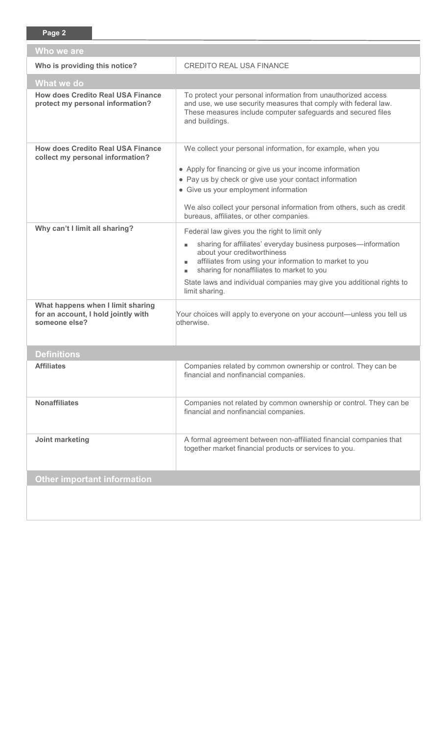| | |
|---|---|
| **Who we are** | |
| **Who is providing this notice?** | CREDITO REAL USA FINANCE |
| **What we do** | |
| **How does Credito Real USA Finance protect my personal information?** | To protect your personal information from unauthorized access and use, we use security measures that comply with federal law. These measures include computer safeguards and secured files and buildings. |
| **How does Credito Real USA Finance collect my personal information?** | We collect your personal information, for example, when you<br><br>• Apply for financing or give us your income information<br>• Pay us by check or give use your contact information<br>• Give us your employment information<br><br>We also collect your personal information from others, such as credit bureaus, affiliates, or other companies. |
| **Why can't I limit all sharing?** | Federal law gives you the right to limit only<br><br>▪ sharing for affiliates' everyday business purposes—information about your creditworthiness<br>▪ affiliates from using your information to market to you<br>▪ sharing for nonaffiliates to market to you<br><br>State laws and individual companies may give you additional rights to limit sharing. |
| **What happens when I limit sharing for an account, I hold jointly with someone else?** | Your choices will apply to everyone on your account—unless you tell us otherwise. |
| **Definitions** | |
| **Affiliates** | Companies related by common ownership or control. They can be financial and nonfinancial companies. |
| **Nonaffiliates** | Companies not related by common ownership or control. They can be financial and nonfinancial companies. |
| **Joint marketing** | A formal agreement between non-affiliated financial companies that together market financial products or services to you. |
| **Other important information** | |